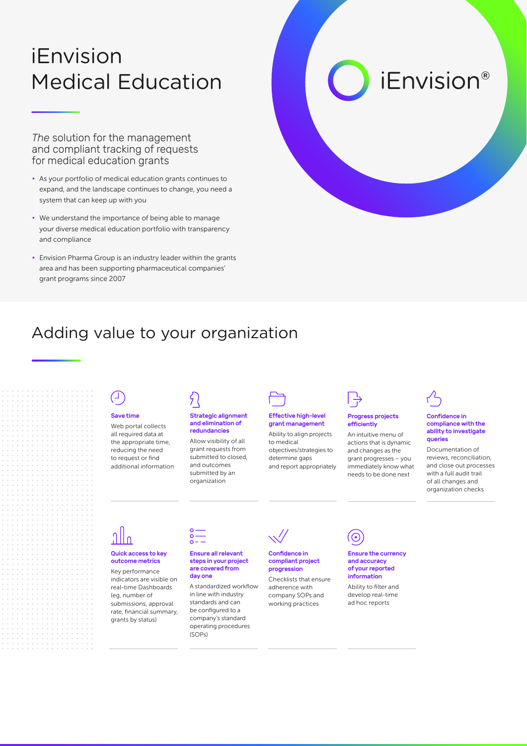# iEnvision Medical Education

iEnvision®

*The* solution for the management and compliant tracking of requests for medical education grants

- As your portfolio of medical education grants continues to expand, and the landscape continues to change, you need a system that can keep up with you
- We understand the importance of being able to manage your diverse medical education portfolio with transparency and compliance
- Envision Pharma Group is an industry leader within the grants area and has been supporting pharmaceutical companies' grant programs since 2007

## Adding value to your organization

**Save time**

Web portal collects all required data at the appropriate time, reducing the need to request or find additional information

**Strategic alignment and elimination of redundancies**

Allow visibility of all grant requests from submitted to closed, and outcomes submitted by an organization

**Effective high-level grant management**

Ability to align projects to medical objectives/strategies to determine gaps and report appropriately

**Progress projects efficiently**

An intuitive menu of actions that is dynamic and changes as the grant progresses – you immediately know what needs to be done next

**Confidence in compliance with the ability to investigate queries**

Documentation of reviews, reconciliation, and close out processes with a full audit trail of all changes and organization checks

**Quick access to key outcome metrics**

Key performance indicators are visible on real-time Dashboards (eg, number of submissions, approval rate, financial summary, grants by status)

**Ensure all relevant steps in your project are covered from day one**

A standardized workflow in line with industry standards and can be configured to a company's standard operating procedures (SOPs)

**Confidence in compliant project progression**

Checklists that ensure adherence with company SOPs and working practices

**Ensure the currency and accuracy of your reported information**

Ability to filter and develop real-time ad hoc reports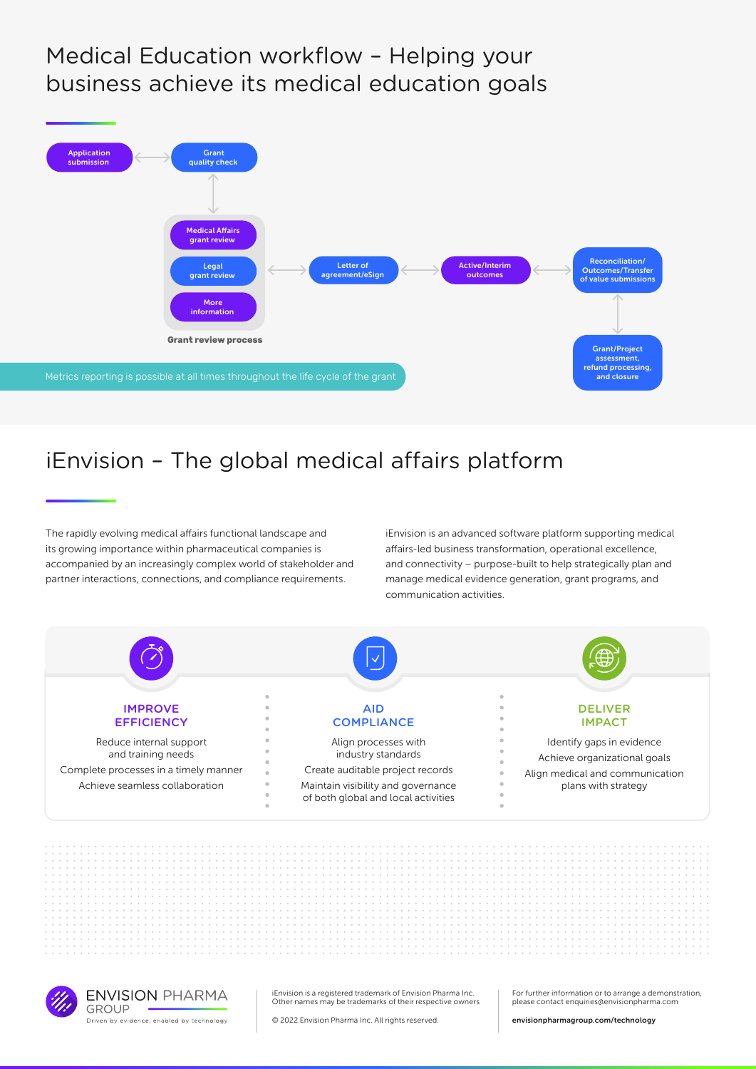# Medical Education workflow – Helping your business achieve its medical education goals

Application submission

Grant quality check

Medical Affairs grant review

Legal grant review

More information

**Grant review process**

Letter of agreement/eSign

Active/Interim outcomes

Reconciliation/ Outcomes/Transfer of value submissions

Grant/Project assessment, refund processing, and closure

Metrics reporting is possible at all times throughout the life cycle of the grant

# iEnvision – The global medical affairs platform

The rapidly evolving medical affairs functional landscape and its growing importance within pharmaceutical companies is accompanied by an increasingly complex world of stakeholder and partner interactions, connections, and compliance requirements.

iEnvision is an advanced software platform supporting medical affairs-led business transformation, operational excellence, and connectivity – purpose-built to help strategically plan and manage medical evidence generation, grant programs, and communication activities.

### IMPROVE EFFICIENCY

Reduce internal support and training needs

Complete processes in a timely manner

Achieve seamless collaboration

### AID COMPLIANCE

Align processes with industry standards

Create auditable project records

Maintain visibility and governance of both global and local activities

### DELIVER IMPACT

Identify gaps in evidence

Achieve organizational goals

Align medical and communication plans with strategy

ENVISION PHARMA GROUP

Driven by evidence, enabled by technology

iEnvision is a registered trademark of Envision Pharma Inc. Other names may be trademarks of their respective owners

© 2022 Envision Pharma Inc. All rights reserved.

For further information or to arrange a demonstration, please contact enquiries@envisionpharma.com

**envisionpharmagroup.com/technology**